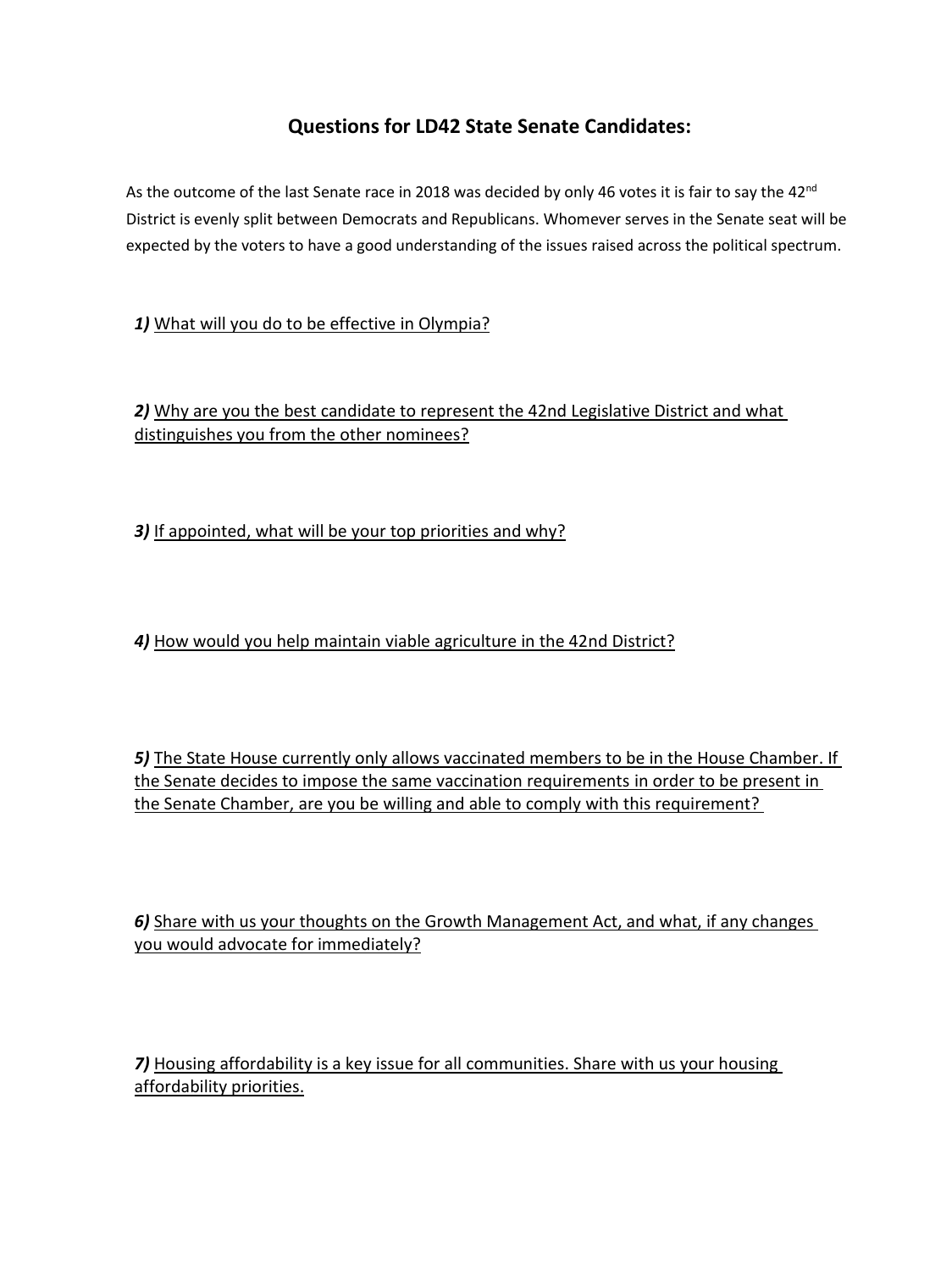# Questions for LD42 State Senate Candidates:

As the outcome of the last Senate race in 2018 was decided by only 46 votes it is fair to say the 42nd District is evenly split between Democrats and Republicans. Whomever serves in the Senate seat will be expected by the voters to have a good understanding of the issues raised across the political spectrum.

***1)*** <u>What will you do to be effective in Olympia?</u>

***2)*** <u>Why are you the best candidate to represent the 42nd Legislative District and what distinguishes you from the other nominees?</u>

***3)*** <u>If appointed, what will be your top priorities and why?</u>

***4)*** <u>How would you help maintain viable agriculture in the 42nd District?</u>

***5)*** <u>The State House currently only allows vaccinated members to be in the House Chamber. If the Senate decides to impose the same vaccination requirements in order to be present in the Senate Chamber, are you be willing and able to comply with this requirement?</u>

***6)*** <u>Share with us your thoughts on the Growth Management Act, and what, if any changes you would advocate for immediately?</u>

***7)*** <u>Housing affordability is a key issue for all communities. Share with us your housing affordability priorities.</u>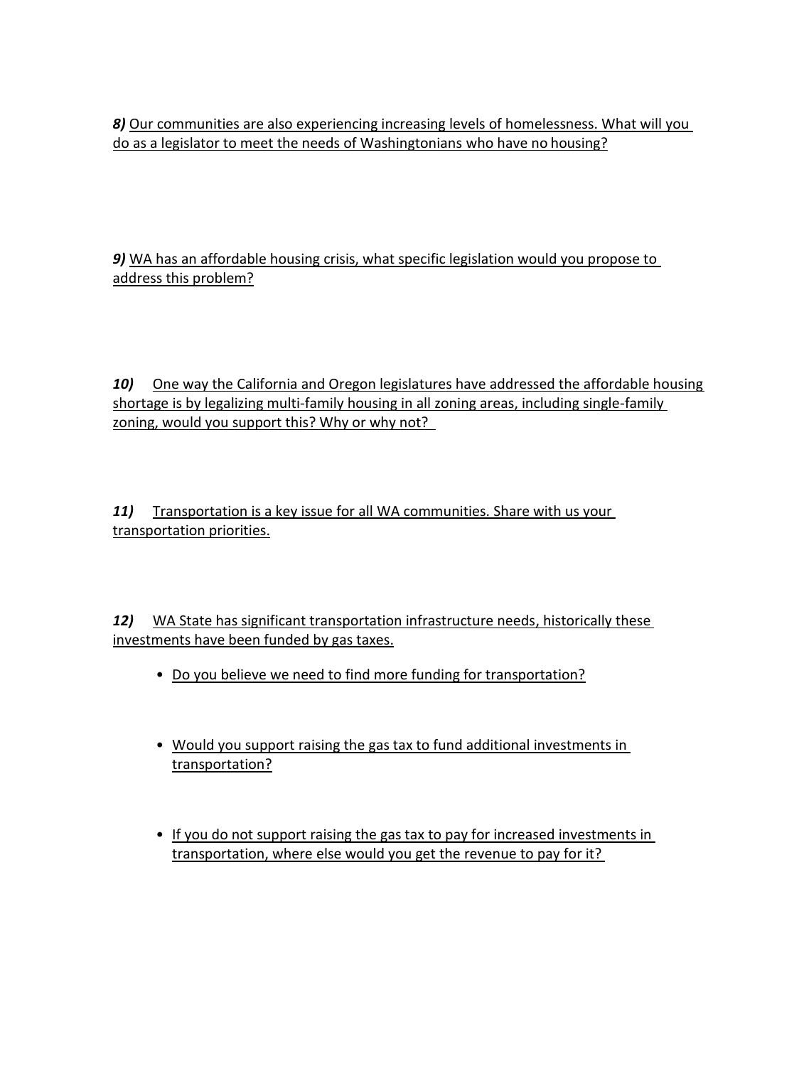***8)*** Our communities are also experiencing increasing levels of homelessness. What will you do as a legislator to meet the needs of Washingtonians who have no housing?

***9)*** WA has an affordable housing crisis, what specific legislation would you propose to address this problem?

***10)*** One way the California and Oregon legislatures have addressed the affordable housing shortage is by legalizing multi-family housing in all zoning areas, including single-family zoning, would you support this? Why or why not?

***11)*** Transportation is a key issue for all WA communities. Share with us your transportation priorities.

***12)*** WA State has significant transportation infrastructure needs, historically these investments have been funded by gas taxes.

- Do you believe we need to find more funding for transportation?
- Would you support raising the gas tax to fund additional investments in transportation?
- If you do not support raising the gas tax to pay for increased investments in transportation, where else would you get the revenue to pay for it?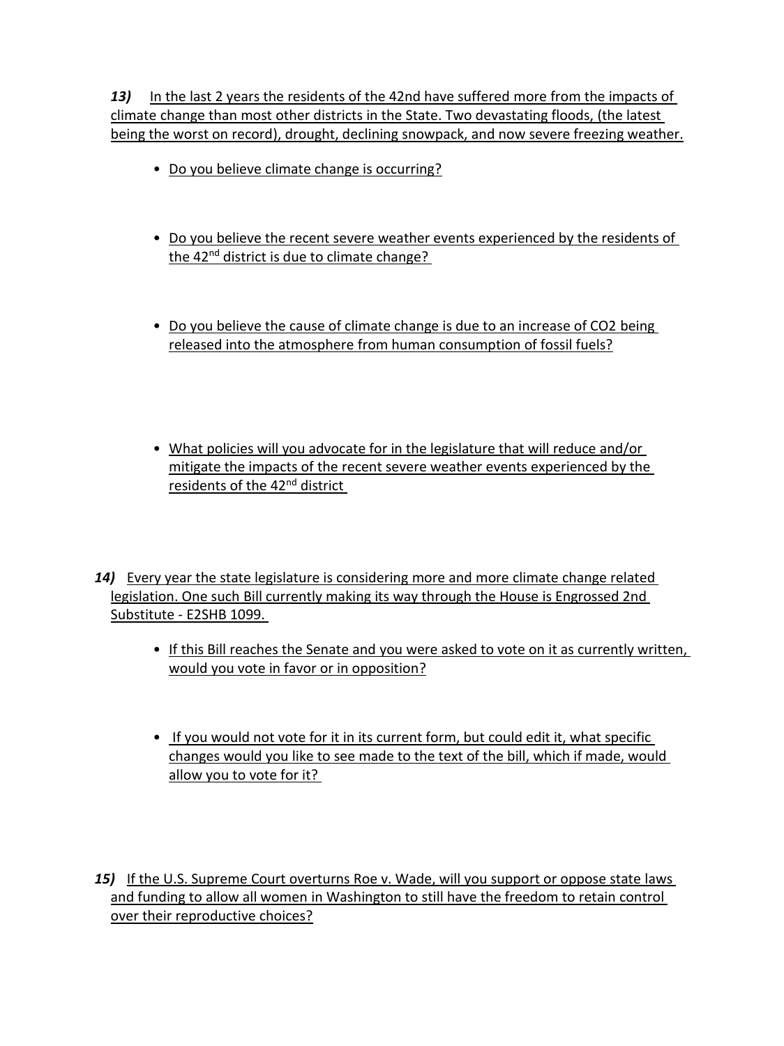***13)*** In the last 2 years the residents of the 42nd have suffered more from the impacts of climate change than most other districts in the State. Two devastating floods, (the latest being the worst on record), drought, declining snowpack, and now severe freezing weather.

- Do you believe climate change is occurring?

- Do you believe the recent severe weather events experienced by the residents of the 42nd district is due to climate change?

- Do you believe the cause of climate change is due to an increase of $CO_2$ being released into the atmosphere from human consumption of fossil fuels?

- What policies will you advocate for in the legislature that will reduce and/or mitigate the impacts of the recent severe weather events experienced by the residents of the 42nd district

***14)*** Every year the state legislature is considering more and more climate change related legislation. One such Bill currently making its way through the House is Engrossed 2nd Substitute - E2SHB 1099.

- If this Bill reaches the Senate and you were asked to vote on it as currently written, would you vote in favor or in opposition?

- If you would not vote for it in its current form, but could edit it, what specific changes would you like to see made to the text of the bill, which if made, would allow you to vote for it?

***15)*** If the U.S. Supreme Court overturns Roe v. Wade, will you support or oppose state laws and funding to allow all women in Washington to still have the freedom to retain control over their reproductive choices?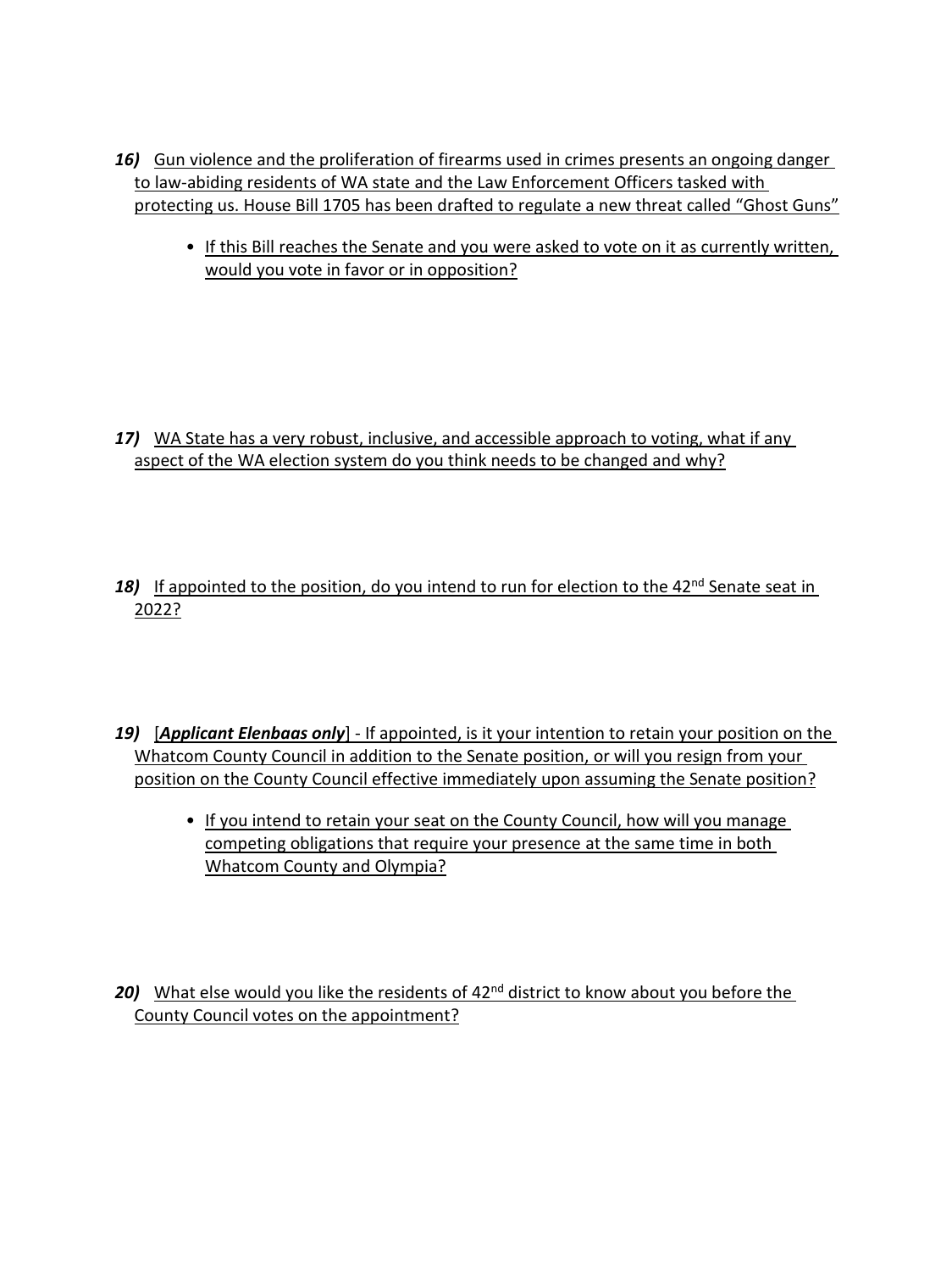***16)*** Gun violence and the proliferation of firearms used in crimes presents an ongoing danger to law-abiding residents of WA state and the Law Enforcement Officers tasked with protecting us. House Bill 1705 has been drafted to regulate a new threat called "Ghost Guns"

- If this Bill reaches the Senate and you were asked to vote on it as currently written, would you vote in favor or in opposition?

***17)*** WA State has a very robust, inclusive, and accessible approach to voting, what if any aspect of the WA election system do you think needs to be changed and why?

***18)*** If appointed to the position, do you intend to run for election to the 42nd Senate seat in 2022?

***19)*** [***Applicant Elenbaas only***] - If appointed, is it your intention to retain your position on the Whatcom County Council in addition to the Senate position, or will you resign from your position on the County Council effective immediately upon assuming the Senate position?

- If you intend to retain your seat on the County Council, how will you manage competing obligations that require your presence at the same time in both Whatcom County and Olympia?

***20)*** What else would you like the residents of 42nd district to know about you before the County Council votes on the appointment?